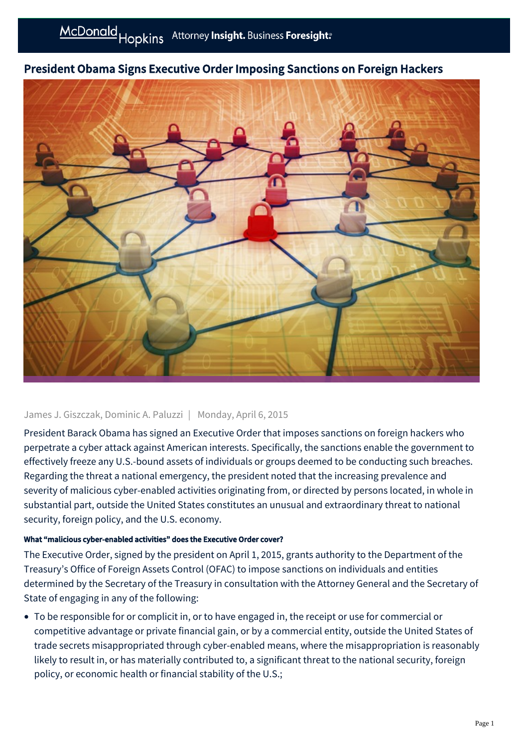# President Obama Signs Executive Order Imposing Sanctions on Foreign Hackers

James J. Giszczak, Dominic A. Paluzzi | Monday, April 6, 2015

President Barack Obama has signed an Executive Order that imposes sanctions on foreign hackers who perpetrate a cyber attack against American interests. Specifically, the sanctions enable the government to effectively freeze any U.S.-bound assets of individuals or groups deemed to be conducting such breaches. Regarding the threat a national emergency, the president noted that the increasing prevalence and severity of malicious cyber-enabled activities originating from, or directed by persons located, in whole in substantial part, outside the United States constitutes an unusual and extraordinary threat to national security, foreign policy, and the U.S. economy.

#### What "malicious cyber-enabled activities" does the Executive Order cover?

The Executive Order, signed by the president on April 1, 2015, grants authority to the Department of the Treasury's Office of Foreign Assets Control (OFAC) to impose sanctions on individuals and entities determined by the Secretary of the Treasury in consultation with the Attorney General and the Secretary of State of engaging in any of the following:

- To be responsible for or complicit in, or to have engaged in, the receipt or use for commercial or competitive advantage or private financial gain, or by a commercial entity, outside the United States of trade secrets misappropriated through cyber-enabled means, where the misappropriation is reasonably likely to result in, or has materially contributed to, a significant threat to the national security, foreign policy, or economic health or financial stability of the U.S.;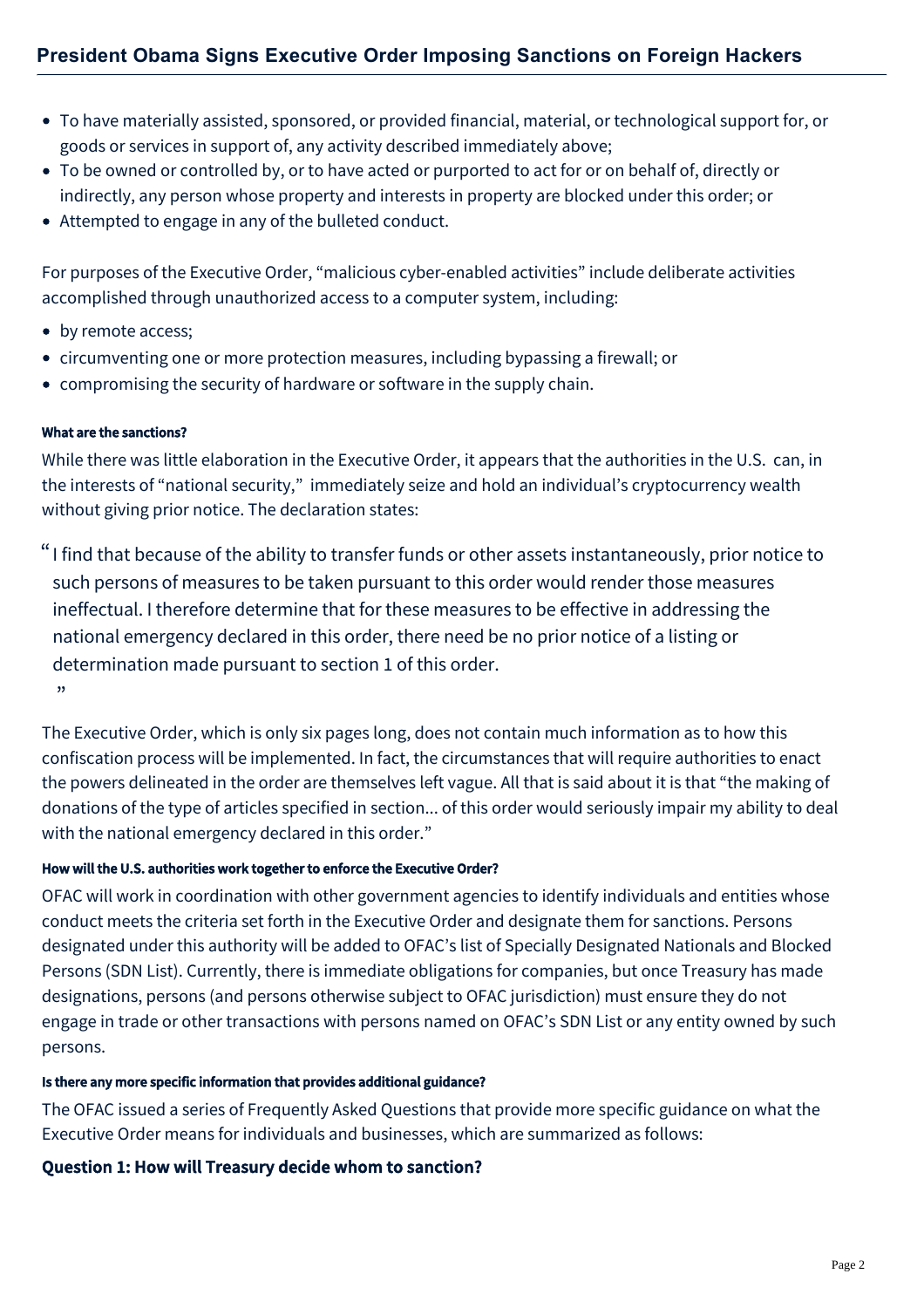- To have materially assisted, sponsored, or provided financial, material, or technological support for, or goods or services in support of, any activity described immediately above;
- To be owned or controlled by, or to have acted or purported to act for or on behalf of, directly or indirectly, any person whose property and interests in property are blocked under this order; or
- Attempted to engage in any of the bulleted conduct.

For purposes of the Executive Order, "malicious cyber-enabled activities" include deliberate activities accomplished through unauthorized access to a computer system, including:

- by remote access;
- circumventing one or more protection measures, including bypassing a firewall; or
- compromising the security of hardware or software in the supply chain.

#### What are the sanctions?

While there was little elaboration in the Executive Order, it appears that the authorities in the U.S. can, in the interests of "national security," immediately seize and hold an individual's cryptocurrency wealth without giving prior notice. The declaration states:

> "I find that because of the ability to transfer funds or other assets instantaneously, prior notice to such persons of measures to be taken pursuant to this order would render those measures ineffectual. I therefore determine that for these measures to be effective in addressing the national emergency declared in this order, there need be no prior notice of a listing or determination made pursuant to section 1 of this order."

The Executive Order, which is only six pages long, does not contain much information as to how this confiscation process will be implemented. In fact, the circumstances that will require authorities to enact the powers delineated in the order are themselves left vague. All that is said about it is that "the making of donations of the type of articles specified in section... of this order would seriously impair my ability to deal with the national emergency declared in this order."

#### How will the U.S. authorities work together to enforce the Executive Order?

OFAC will work in coordination with other government agencies to identify individuals and entities whose conduct meets the criteria set forth in the Executive Order and designate them for sanctions. Persons designated under this authority will be added to OFAC's list of Specially Designated Nationals and Blocked Persons (SDN List). Currently, there is immediate obligations for companies, but once Treasury has made designations, persons (and persons otherwise subject to OFAC jurisdiction) must ensure they do not engage in trade or other transactions with persons named on OFAC's SDN List or any entity owned by such persons.

#### Is there any more specific information that provides additional guidance?

The OFAC issued a series of Frequently Asked Questions that provide more specific guidance on what the Executive Order means for individuals and businesses, which are summarized as follows:

### Question 1: How will Treasury decide whom to sanction?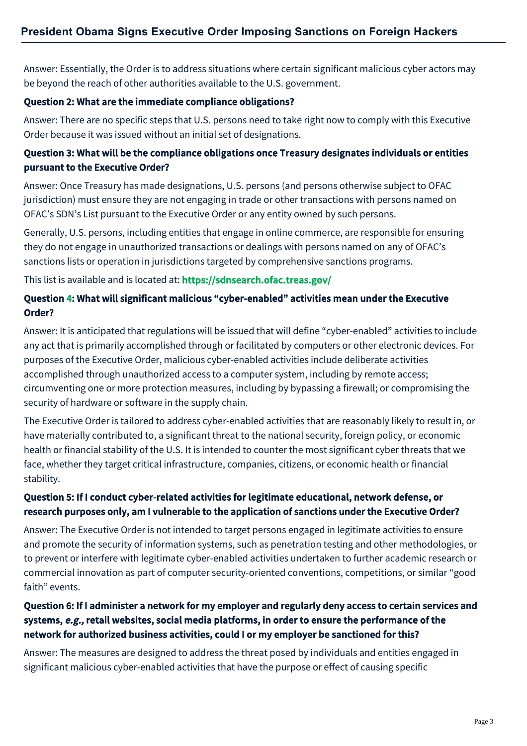Answer: Essentially, the Order is to address situations where certain significant malicious cyber actors may be beyond the reach of other authorities available to the U.S. government.

**Question 2: What are the immediate compliance obligations?**

Answer: There are no specific steps that U.S. persons need to take right now to comply with this Executive Order because it was issued without an initial set of designations.

**Question 3: What will be the compliance obligations once Treasury designates individuals or entities pursuant to the Executive Order?**

Answer: Once Treasury has made designations, U.S. persons (and persons otherwise subject to OFAC jurisdiction) must ensure they are not engaging in trade or other transactions with persons named on OFAC's SDN's List pursuant to the Executive Order or any entity owned by such persons.

Generally, U.S. persons, including entities that engage in online commerce, are responsible for ensuring they do not engage in unauthorized transactions or dealings with persons named on any of OFAC's sanctions lists or operation in jurisdictions targeted by comprehensive sanctions programs.

This list is available and is located at: **https://sdnsearch.ofac.treas.gov/**

**Question 4: What will significant malicious "cyber-enabled" activities mean under the Executive Order?**

Answer: It is anticipated that regulations will be issued that will define "cyber-enabled" activities to include any act that is primarily accomplished through or facilitated by computers or other electronic devices. For purposes of the Executive Order, malicious cyber-enabled activities include deliberate activities accomplished through unauthorized access to a computer system, including by remote access; circumventing one or more protection measures, including by bypassing a firewall; or compromising the security of hardware or software in the supply chain.

The Executive Order is tailored to address cyber-enabled activities that are reasonably likely to result in, or have materially contributed to, a significant threat to the national security, foreign policy, or economic health or financial stability of the U.S. It is intended to counter the most significant cyber threats that we face, whether they target critical infrastructure, companies, citizens, or economic health or financial stability.

**Question 5: If I conduct cyber-related activities for legitimate educational, network defense, or research purposes only, am I vulnerable to the application of sanctions under the Executive Order?**

Answer: The Executive Order is not intended to target persons engaged in legitimate activities to ensure and promote the security of information systems, such as penetration testing and other methodologies, or to prevent or interfere with legitimate cyber-enabled activities undertaken to further academic research or commercial innovation as part of computer security-oriented conventions, competitions, or similar "good faith" events.

**Question 6: If I administer a network for my employer and regularly deny access to certain services and systems, *e.g.,* retail websites, social media platforms, in order to ensure the performance of the network for authorized business activities, could I or my employer be sanctioned for this?**

Answer: The measures are designed to address the threat posed by individuals and entities engaged in significant malicious cyber-enabled activities that have the purpose or effect of causing specific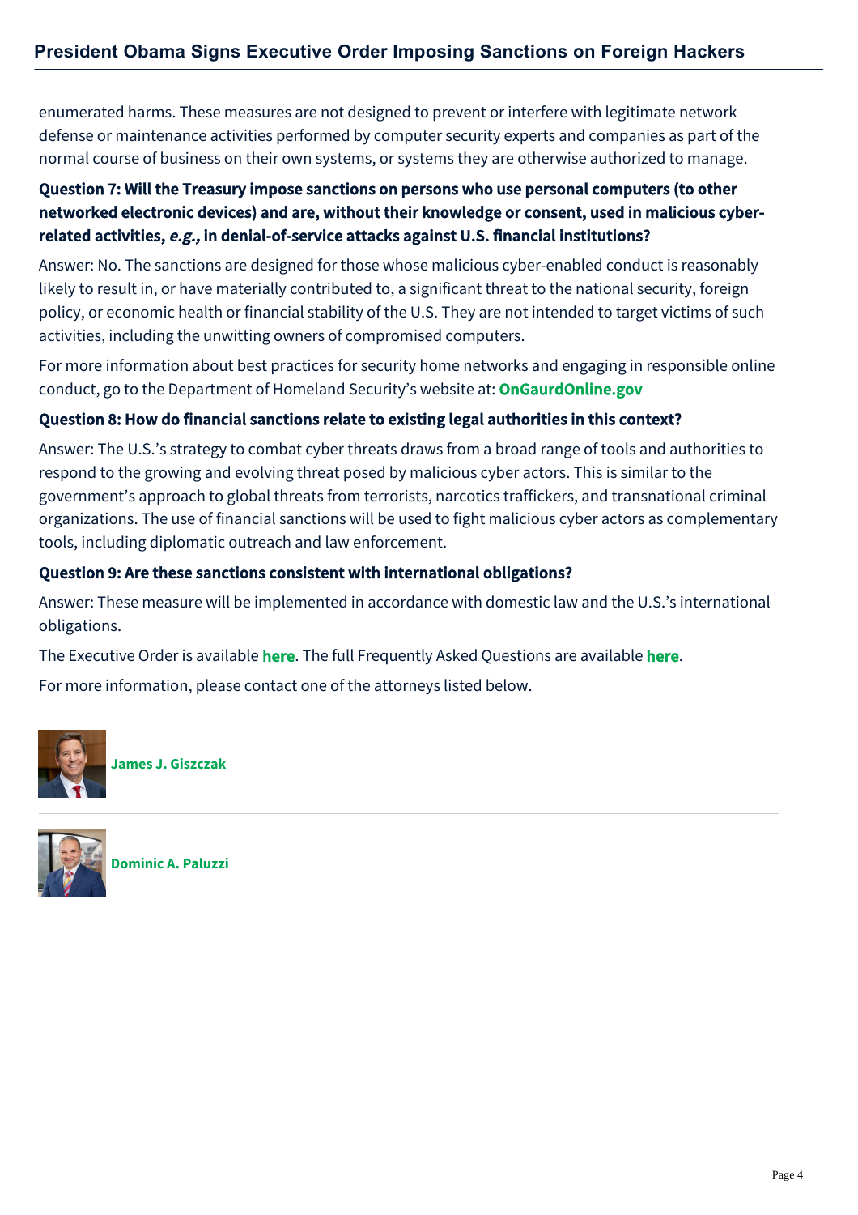enumerated harms. These measures are not designed to prevent or interfere with legitimate network defense or maintenance activities performed by computer security experts and companies as part of the normal course of business on their own systems, or systems they are otherwise authorized to manage.

**Question 7: Will the Treasury impose sanctions on persons who use personal computers (to other networked electronic devices) and are, without their knowledge or consent, used in malicious cyber-related activities, *e.g.,* in denial-of-service attacks against U.S. financial institutions?**

Answer: No. The sanctions are designed for those whose malicious cyber-enabled conduct is reasonably likely to result in, or have materially contributed to, a significant threat to the national security, foreign policy, or economic health or financial stability of the U.S. They are not intended to target victims of such activities, including the unwitting owners of compromised computers.

For more information about best practices for security home networks and engaging in responsible online conduct, go to the Department of Homeland Security's website at: **OnGaurdOnline.gov**

**Question 8: How do financial sanctions relate to existing legal authorities in this context?**

Answer: The U.S.'s strategy to combat cyber threats draws from a broad range of tools and authorities to respond to the growing and evolving threat posed by malicious cyber actors. This is similar to the government's approach to global threats from terrorists, narcotics traffickers, and transnational criminal organizations. The use of financial sanctions will be used to fight malicious cyber actors as complementary tools, including diplomatic outreach and law enforcement.

**Question 9: Are these sanctions consistent with international obligations?**

Answer: These measure will be implemented in accordance with domestic law and the U.S.'s international obligations.

The Executive Order is available **here**. The full Frequently Asked Questions are available **here**.

For more information, please contact one of the attorneys listed below.

**James J. Giszczak**

**Dominic A. Paluzzi**